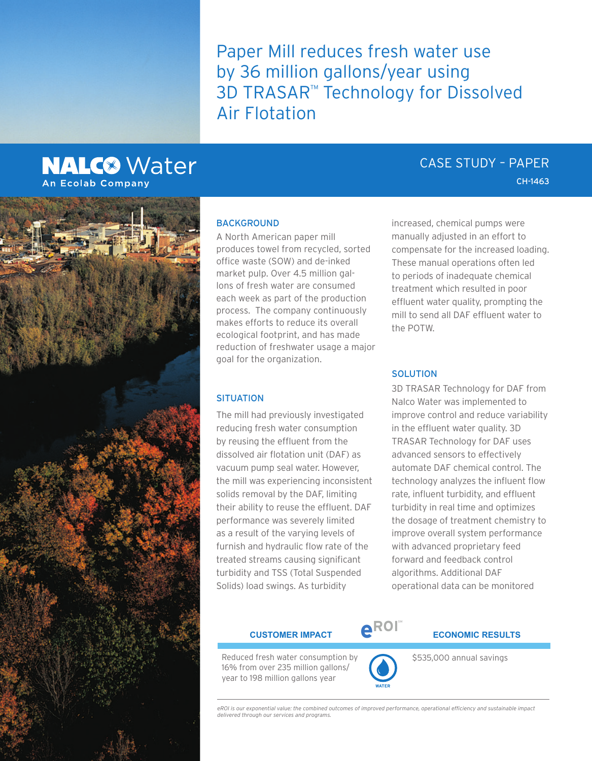# Paper Mill reduces fresh water use by 36 million gallons/year using 3D TRASAR™ Technology for Dissolved Air Flotation

NALCO Water
An Ecolab Company

CASE STUDY – PAPER

CH-1463

## BACKGROUND

A North American paper mill produces towel from recycled, sorted office waste (SOW) and de-inked market pulp. Over 4.5 million gallons of fresh water are consumed each week as part of the production process. The company continuously makes efforts to reduce its overall ecological footprint, and has made reduction of freshwater usage a major goal for the organization.

## SITUATION

The mill had previously investigated reducing fresh water consumption by reusing the effluent from the dissolved air flotation unit (DAF) as vacuum pump seal water. However, the mill was experiencing inconsistent solids removal by the DAF, limiting their ability to reuse the effluent. DAF performance was severely limited as a result of the varying levels of furnish and hydraulic flow rate of the treated streams causing significant turbidity and TSS (Total Suspended Solids) load swings. As turbidity increased, chemical pumps were manually adjusted in an effort to compensate for the increased loading. These manual operations often led to periods of inadequate chemical treatment which resulted in poor effluent water quality, prompting the mill to send all DAF effluent water to the POTW.

## SOLUTION

3D TRASAR Technology for DAF from Nalco Water was implemented to improve control and reduce variability in the effluent water quality. 3D TRASAR Technology for DAF uses advanced sensors to effectively automate DAF chemical control. The technology analyzes the influent flow rate, influent turbidity, and effluent turbidity in real time and optimizes the dosage of treatment chemistry to improve overall system performance with advanced proprietary feed forward and feedback control algorithms. Additional DAF operational data can be monitored

| CUSTOMER IMPACT | eROI℠ | ECONOMIC RESULTS |
|---|---|---|
| Reduced fresh water consumption by 16% from over 235 million gallons/year to 198 million gallons year | WATER | $535,000 annual savings |

*eROI is our exponential value: the combined outcomes of improved performance, operational efficiency and sustainable impact delivered through our services and programs.*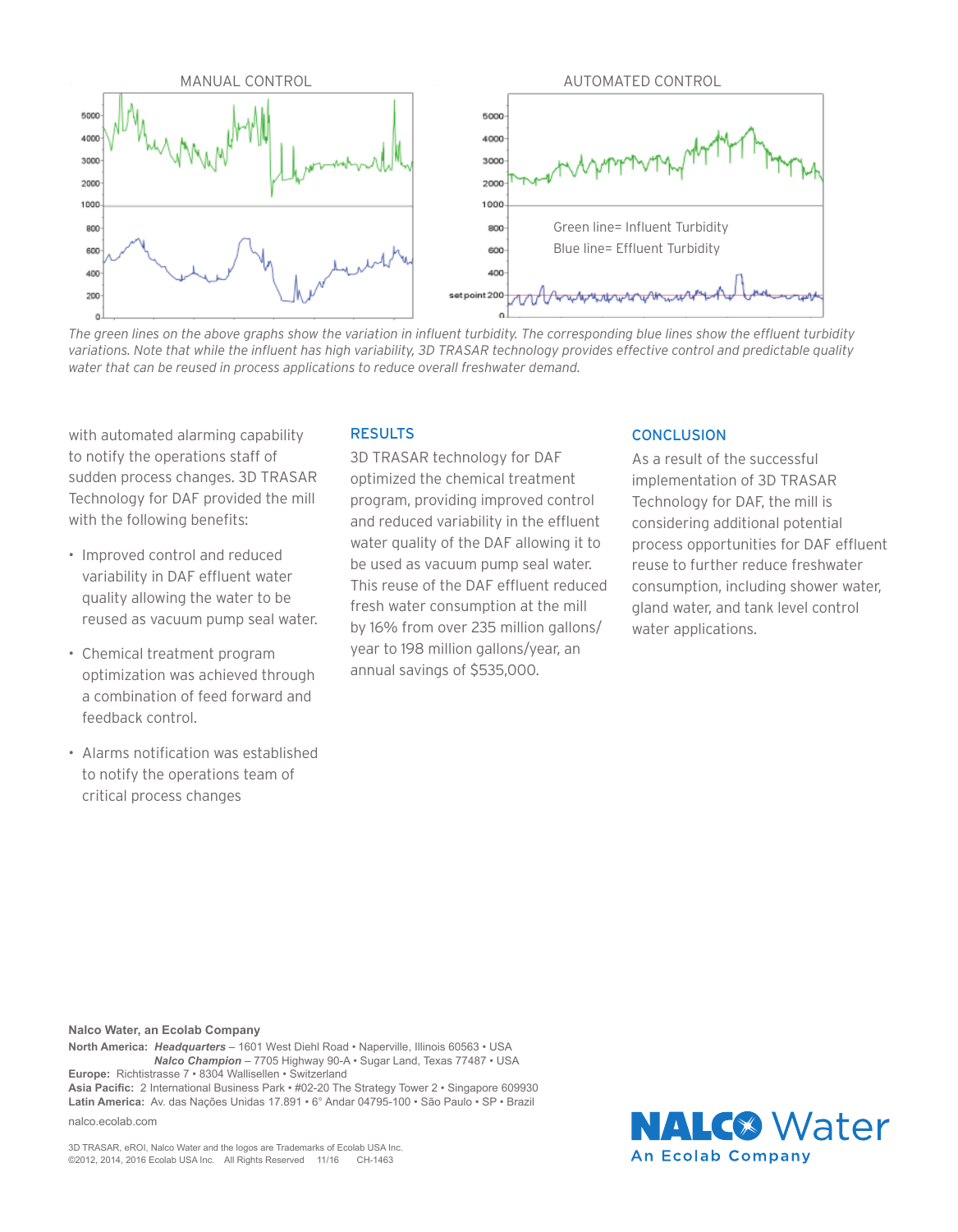MANUAL CONTROL

5000
4000
3000
2000
1000
800
600
400
200
0

AUTOMATED CONTROL

5000
4000
3000
2000
1000
800
600
400
set point 200
0

Green line= Influent Turbidity
Blue line= Effluent Turbidity

*The green lines on the above graphs show the variation in influent turbidity. The corresponding blue lines show the effluent turbidity variations. Note that while the influent has high variability, 3D TRASAR technology provides effective control and predictable quality water that can be reused in process applications to reduce overall freshwater demand.*

with automated alarming capability to notify the operations staff of sudden process changes. 3D TRASAR Technology for DAF provided the mill with the following benefits:

- Improved control and reduced variability in DAF effluent water quality allowing the water to be reused as vacuum pump seal water.
- Chemical treatment program optimization was achieved through a combination of feed forward and feedback control.
- Alarms notification was established to notify the operations team of critical process changes

## RESULTS

3D TRASAR technology for DAF optimized the chemical treatment program, providing improved control and reduced variability in the effluent water quality of the DAF allowing it to be used as vacuum pump seal water. This reuse of the DAF effluent reduced fresh water consumption at the mill by 16% from over 235 million gallons/year to 198 million gallons/year, an annual savings of $535,000.

## CONCLUSION

As a result of the successful implementation of 3D TRASAR Technology for DAF, the mill is considering additional potential process opportunities for DAF effluent reuse to further reduce freshwater consumption, including shower water, gland water, and tank level control water applications.

**Nalco Water, an Ecolab Company**

**North America:** ***Headquarters*** – 1601 West Diehl Road • Naperville, Illinois 60563 • USA
***Nalco Champion*** – 7705 Highway 90-A • Sugar Land, Texas 77487 • USA
**Europe:** Richtistrasse 7 • 8304 Wallisellen • Switzerland
**Asia Pacific:** 2 International Business Park • #02-20 The Strategy Tower 2 • Singapore 609930
**Latin America:** Av. das Nações Unidas 17.891 • 6° Andar 04795-100 • São Paulo • SP • Brazil

nalco.ecolab.com

3D TRASAR, eROI, Nalco Water and the logos are Trademarks of Ecolab USA Inc.
©2012, 2014, 2016 Ecolab USA Inc. All Rights Reserved 11/16 CH-1463

NALCO Water
An Ecolab Company